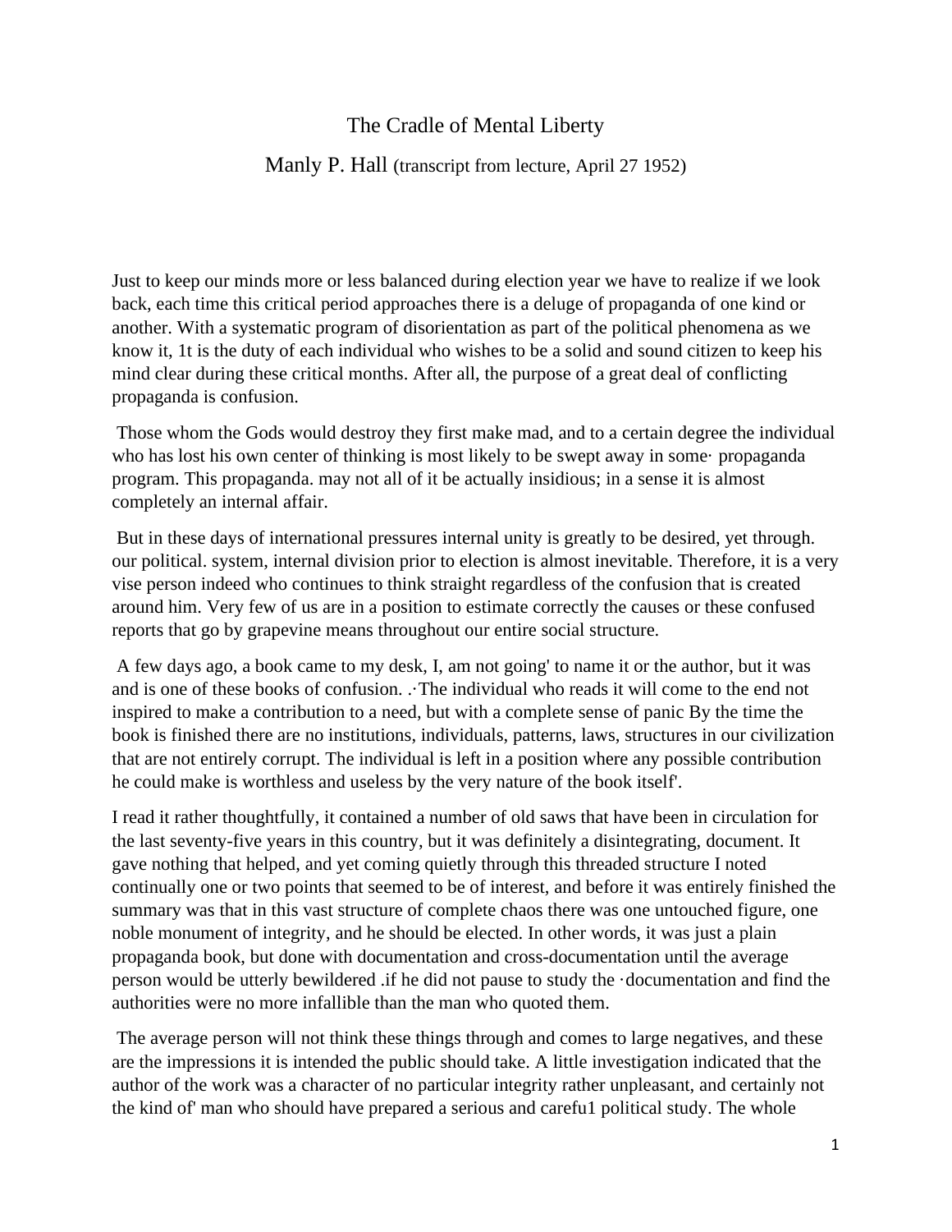# The Cradle of Mental Liberty

## Manly P. Hall (transcript from lecture, April 27 1952)

Just to keep our minds more or less balanced during election year we have to realize if we look back, each time this critical period approaches there is a deluge of propaganda of one kind or another. With a systematic program of disorientation as part of the political phenomena as we know it, 1t is the duty of each individual who wishes to be a solid and sound citizen to keep his mind clear during these critical months. After all, the purpose of a great deal of conflicting propaganda is confusion.

Those whom the Gods would destroy they first make mad, and to a certain degree the individual who has lost his own center of thinking is most likely to be swept away in some· propaganda program. This propaganda. may not all of it be actually insidious; in a sense it is almost completely an internal affair.

But in these days of international pressures internal unity is greatly to be desired, yet through. our political. system, internal division prior to election is almost inevitable. Therefore, it is a very vise person indeed who continues to think straight regardless of the confusion that is created around him. Very few of us are in a position to estimate correctly the causes or these confused reports that go by grapevine means throughout our entire social structure.

A few days ago, a book came to my desk, I, am not going' to name it or the author, but it was and is one of these books of confusion. .·The individual who reads it will come to the end not inspired to make a contribution to a need, but with a complete sense of panic By the time the book is finished there are no institutions, individuals, patterns, laws, structures in our civilization that are not entirely corrupt. The individual is left in a position where any possible contribution he could make is worthless and useless by the very nature of the book itself'.

I read it rather thoughtfully, it contained a number of old saws that have been in circulation for the last seventy-five years in this country, but it was definitely a disintegrating, document. It gave nothing that helped, and yet coming quietly through this threaded structure I noted continually one or two points that seemed to be of interest, and before it was entirely finished the summary was that in this vast structure of complete chaos there was one untouched figure, one noble monument of integrity, and he should be elected. In other words, it was just a plain propaganda book, but done with documentation and cross-documentation until the average person would be utterly bewildered .if he did not pause to study the ·documentation and find the authorities were no more infallible than the man who quoted them.

The average person will not think these things through and comes to large negatives, and these are the impressions it is intended the public should take. A little investigation indicated that the author of the work was a character of no particular integrity rather unpleasant, and certainly not the kind of' man who should have prepared a serious and carefu1 political study. The whole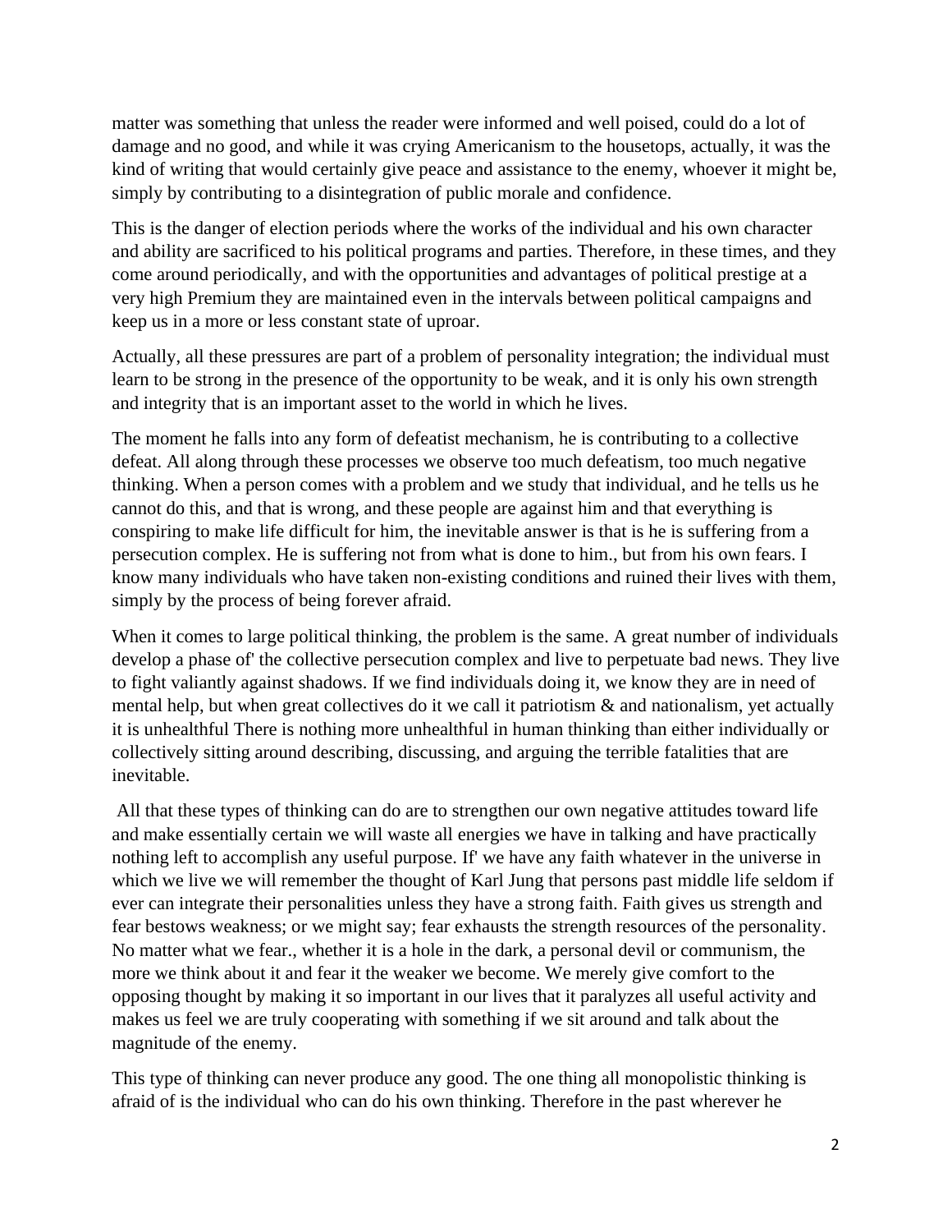matter was something that unless the reader were informed and well poised, could do a lot of damage and no good, and while it was crying Americanism to the housetops, actually, it was the kind of writing that would certainly give peace and assistance to the enemy, whoever it might be, simply by contributing to a disintegration of public morale and confidence.

This is the danger of election periods where the works of the individual and his own character and ability are sacrificed to his political programs and parties. Therefore, in these times, and they come around periodically, and with the opportunities and advantages of political prestige at a very high Premium they are maintained even in the intervals between political campaigns and keep us in a more or less constant state of uproar.

Actually, all these pressures are part of a problem of personality integration; the individual must learn to be strong in the presence of the opportunity to be weak, and it is only his own strength and integrity that is an important asset to the world in which he lives.

The moment he falls into any form of defeatist mechanism, he is contributing to a collective defeat. All along through these processes we observe too much defeatism, too much negative thinking. When a person comes with a problem and we study that individual, and he tells us he cannot do this, and that is wrong, and these people are against him and that everything is conspiring to make life difficult for him, the inevitable answer is that is he is suffering from a persecution complex. He is suffering not from what is done to him., but from his own fears. I know many individuals who have taken non-existing conditions and ruined their lives with them, simply by the process of being forever afraid.

When it comes to large political thinking, the problem is the same. A great number of individuals develop a phase of' the collective persecution complex and live to perpetuate bad news. They live to fight valiantly against shadows. If we find individuals doing it, we know they are in need of mental help, but when great collectives do it we call it patriotism & and nationalism, yet actually it is unhealthful There is nothing more unhealthful in human thinking than either individually or collectively sitting around describing, discussing, and arguing the terrible fatalities that are inevitable.

All that these types of thinking can do are to strengthen our own negative attitudes toward life and make essentially certain we will waste all energies we have in talking and have practically nothing left to accomplish any useful purpose. If' we have any faith whatever in the universe in which we live we will remember the thought of Karl Jung that persons past middle life seldom if ever can integrate their personalities unless they have a strong faith. Faith gives us strength and fear bestows weakness; or we might say; fear exhausts the strength resources of the personality. No matter what we fear., whether it is a hole in the dark, a personal devil or communism, the more we think about it and fear it the weaker we become. We merely give comfort to the opposing thought by making it so important in our lives that it paralyzes all useful activity and makes us feel we are truly cooperating with something if we sit around and talk about the magnitude of the enemy.

This type of thinking can never produce any good. The one thing all monopolistic thinking is afraid of is the individual who can do his own thinking. Therefore in the past wherever he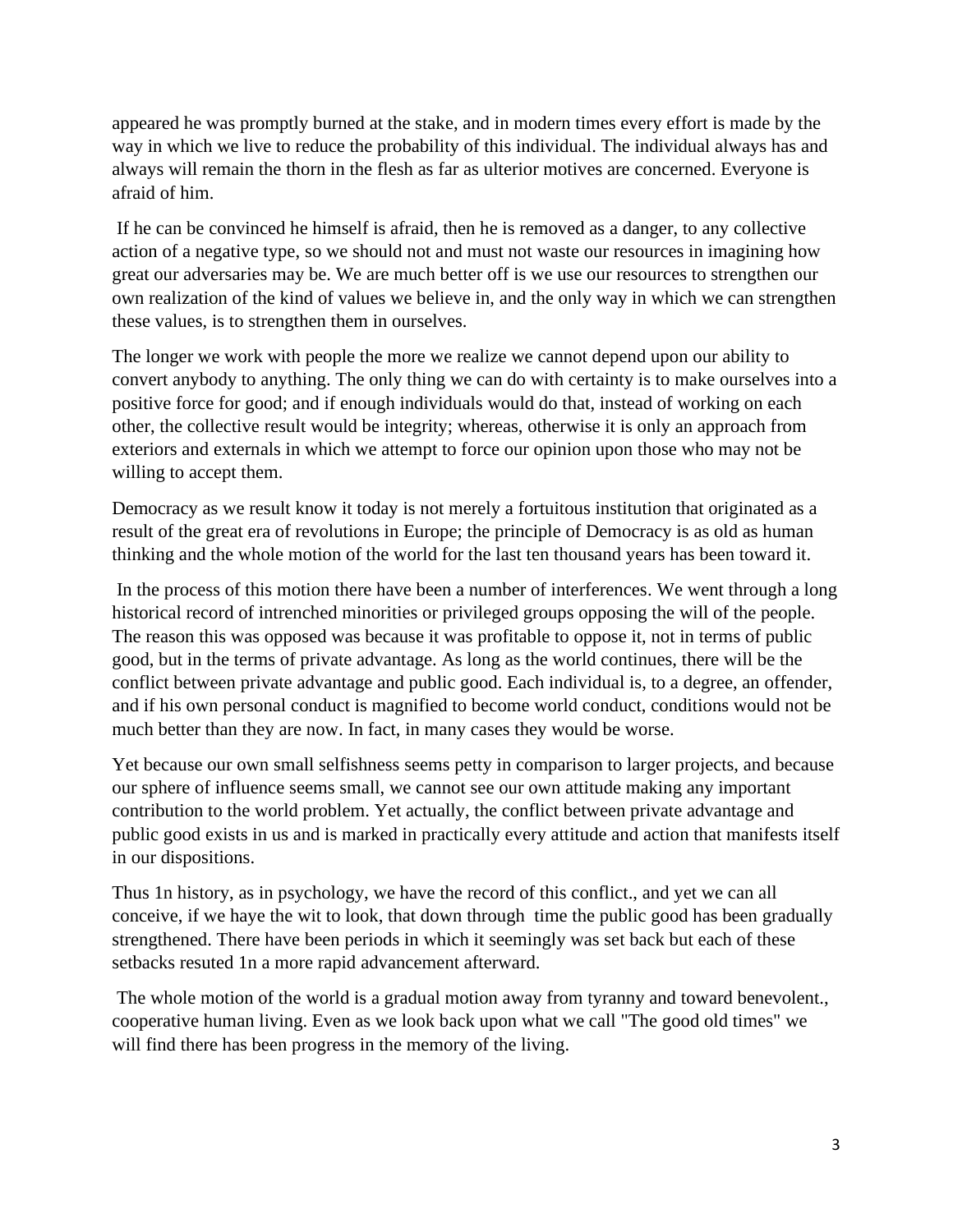appeared he was promptly burned at the stake, and in modern times every effort is made by the way in which we live to reduce the probability of this individual. The individual always has and always will remain the thorn in the flesh as far as ulterior motives are concerned. Everyone is afraid of him.

If he can be convinced he himself is afraid, then he is removed as a danger, to any collective action of a negative type, so we should not and must not waste our resources in imagining how great our adversaries may be. We are much better off is we use our resources to strengthen our own realization of the kind of values we believe in, and the only way in which we can strengthen these values, is to strengthen them in ourselves.

The longer we work with people the more we realize we cannot depend upon our ability to convert anybody to anything. The only thing we can do with certainty is to make ourselves into a positive force for good; and if enough individuals would do that, instead of working on each other, the collective result would be integrity; whereas, otherwise it is only an approach from exteriors and externals in which we attempt to force our opinion upon those who may not be willing to accept them.

Democracy as we result know it today is not merely a fortuitous institution that originated as a result of the great era of revolutions in Europe; the principle of Democracy is as old as human thinking and the whole motion of the world for the last ten thousand years has been toward it.

In the process of this motion there have been a number of interferences. We went through a long historical record of intrenched minorities or privileged groups opposing the will of the people. The reason this was opposed was because it was profitable to oppose it, not in terms of public good, but in the terms of private advantage. As long as the world continues, there will be the conflict between private advantage and public good. Each individual is, to a degree, an offender, and if his own personal conduct is magnified to become world conduct, conditions would not be much better than they are now. In fact, in many cases they would be worse.

Yet because our own small selfishness seems petty in comparison to larger projects, and because our sphere of influence seems small, we cannot see our own attitude making any important contribution to the world problem. Yet actually, the conflict between private advantage and public good exists in us and is marked in practically every attitude and action that manifests itself in our dispositions.

Thus 1n history, as in psychology, we have the record of this conflict., and yet we can all conceive, if we haye the wit to look, that down through time the public good has been gradually strengthened. There have been periods in which it seemingly was set back but each of these setbacks resuted 1n a more rapid advancement afterward.

The whole motion of the world is a gradual motion away from tyranny and toward benevolent., cooperative human living. Even as we look back upon what we call "The good old times" we will find there has been progress in the memory of the living.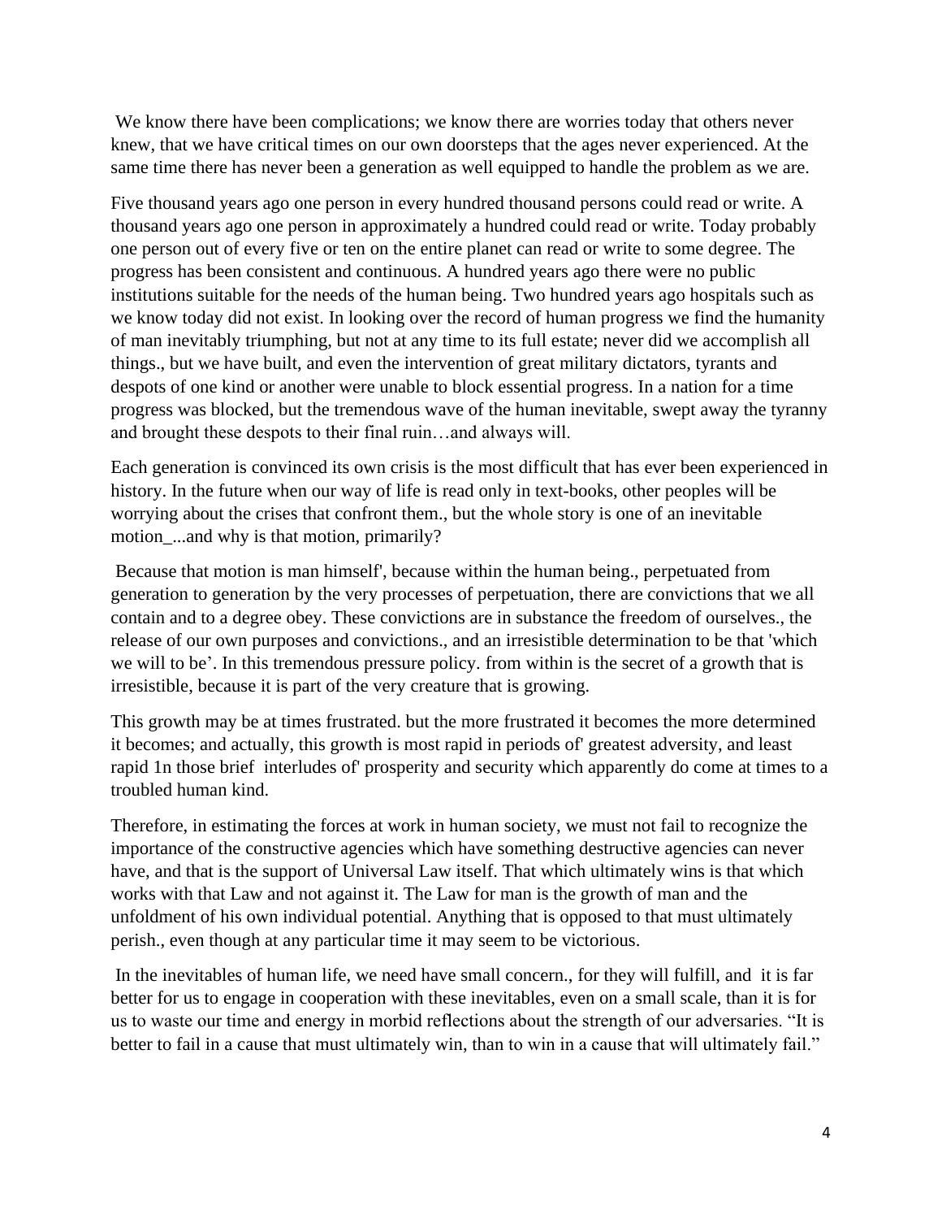We know there have been complications; we know there are worries today that others never knew, that we have critical times on our own doorsteps that the ages never experienced. At the same time there has never been a generation as well equipped to handle the problem as we are.

Five thousand years ago one person in every hundred thousand persons could read or write. A thousand years ago one person in approximately a hundred could read or write. Today probably one person out of every five or ten on the entire planet can read or write to some degree. The progress has been consistent and continuous. A hundred years ago there were no public institutions suitable for the needs of the human being. Two hundred years ago hospitals such as we know today did not exist. In looking over the record of human progress we find the humanity of man inevitably triumphing, but not at any time to its full estate; never did we accomplish all things., but we have built, and even the intervention of great military dictators, tyrants and despots of one kind or another were unable to block essential progress. In a nation for a time progress was blocked, but the tremendous wave of the human inevitable, swept away the tyranny and brought these despots to their final ruin…and always will.

Each generation is convinced its own crisis is the most difficult that has ever been experienced in history. In the future when our way of life is read only in text-books, other peoples will be worrying about the crises that confront them., but the whole story is one of an inevitable motion_...and why is that motion, primarily?

Because that motion is man himself', because within the human being., perpetuated from generation to generation by the very processes of perpetuation, there are convictions that we all contain and to a degree obey. These convictions are in substance the freedom of ourselves., the release of our own purposes and convictions., and an irresistible determination to be that 'which we will to be'. In this tremendous pressure policy. from within is the secret of a growth that is irresistible, because it is part of the very creature that is growing.

This growth may be at times frustrated. but the more frustrated it becomes the more determined it becomes; and actually, this growth is most rapid in periods of' greatest adversity, and least rapid 1n those brief interludes of' prosperity and security which apparently do come at times to a troubled human kind.

Therefore, in estimating the forces at work in human society, we must not fail to recognize the importance of the constructive agencies which have something destructive agencies can never have, and that is the support of Universal Law itself. That which ultimately wins is that which works with that Law and not against it. The Law for man is the growth of man and the unfoldment of his own individual potential. Anything that is opposed to that must ultimately perish., even though at any particular time it may seem to be victorious.

In the inevitables of human life, we need have small concern., for they will fulfill, and it is far better for us to engage in cooperation with these inevitables, even on a small scale, than it is for us to waste our time and energy in morbid reflections about the strength of our adversaries. "It is better to fail in a cause that must ultimately win, than to win in a cause that will ultimately fail."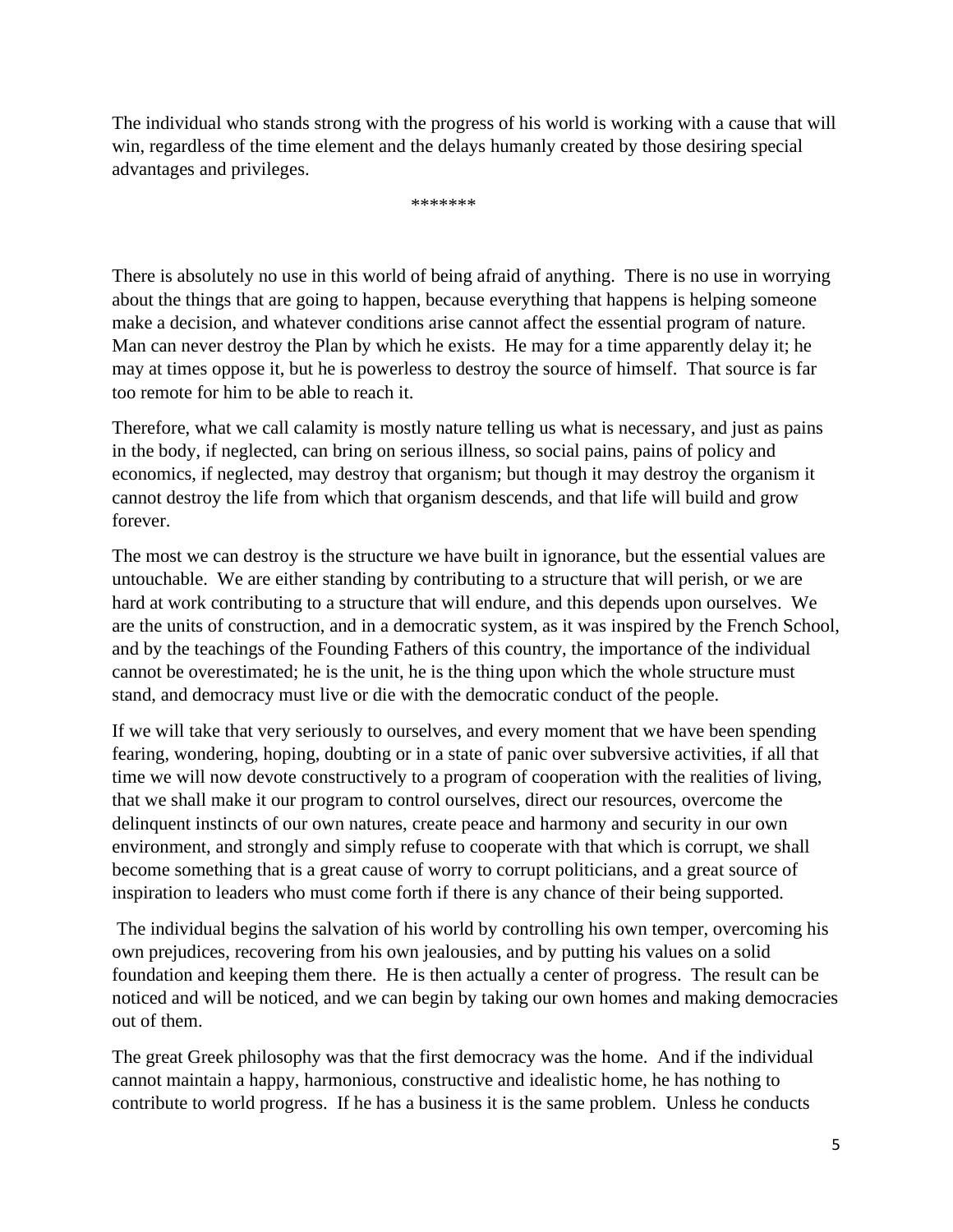The individual who stands strong with the progress of his world is working with a cause that will win, regardless of the time element and the delays humanly created by those desiring special advantages and privileges.

*******

There is absolutely no use in this world of being afraid of anything. There is no use in worrying about the things that are going to happen, because everything that happens is helping someone make a decision, and whatever conditions arise cannot affect the essential program of nature. Man can never destroy the Plan by which he exists. He may for a time apparently delay it; he may at times oppose it, but he is powerless to destroy the source of himself. That source is far too remote for him to be able to reach it.

Therefore, what we call calamity is mostly nature telling us what is necessary, and just as pains in the body, if neglected, can bring on serious illness, so social pains, pains of policy and economics, if neglected, may destroy that organism; but though it may destroy the organism it cannot destroy the life from which that organism descends, and that life will build and grow forever.

The most we can destroy is the structure we have built in ignorance, but the essential values are untouchable. We are either standing by contributing to a structure that will perish, or we are hard at work contributing to a structure that will endure, and this depends upon ourselves. We are the units of construction, and in a democratic system, as it was inspired by the French School, and by the teachings of the Founding Fathers of this country, the importance of the individual cannot be overestimated; he is the unit, he is the thing upon which the whole structure must stand, and democracy must live or die with the democratic conduct of the people.

If we will take that very seriously to ourselves, and every moment that we have been spending fearing, wondering, hoping, doubting or in a state of panic over subversive activities, if all that time we will now devote constructively to a program of cooperation with the realities of living, that we shall make it our program to control ourselves, direct our resources, overcome the delinquent instincts of our own natures, create peace and harmony and security in our own environment, and strongly and simply refuse to cooperate with that which is corrupt, we shall become something that is a great cause of worry to corrupt politicians, and a great source of inspiration to leaders who must come forth if there is any chance of their being supported.

The individual begins the salvation of his world by controlling his own temper, overcoming his own prejudices, recovering from his own jealousies, and by putting his values on a solid foundation and keeping them there. He is then actually a center of progress. The result can be noticed and will be noticed, and we can begin by taking our own homes and making democracies out of them.

The great Greek philosophy was that the first democracy was the home. And if the individual cannot maintain a happy, harmonious, constructive and idealistic home, he has nothing to contribute to world progress. If he has a business it is the same problem. Unless he conducts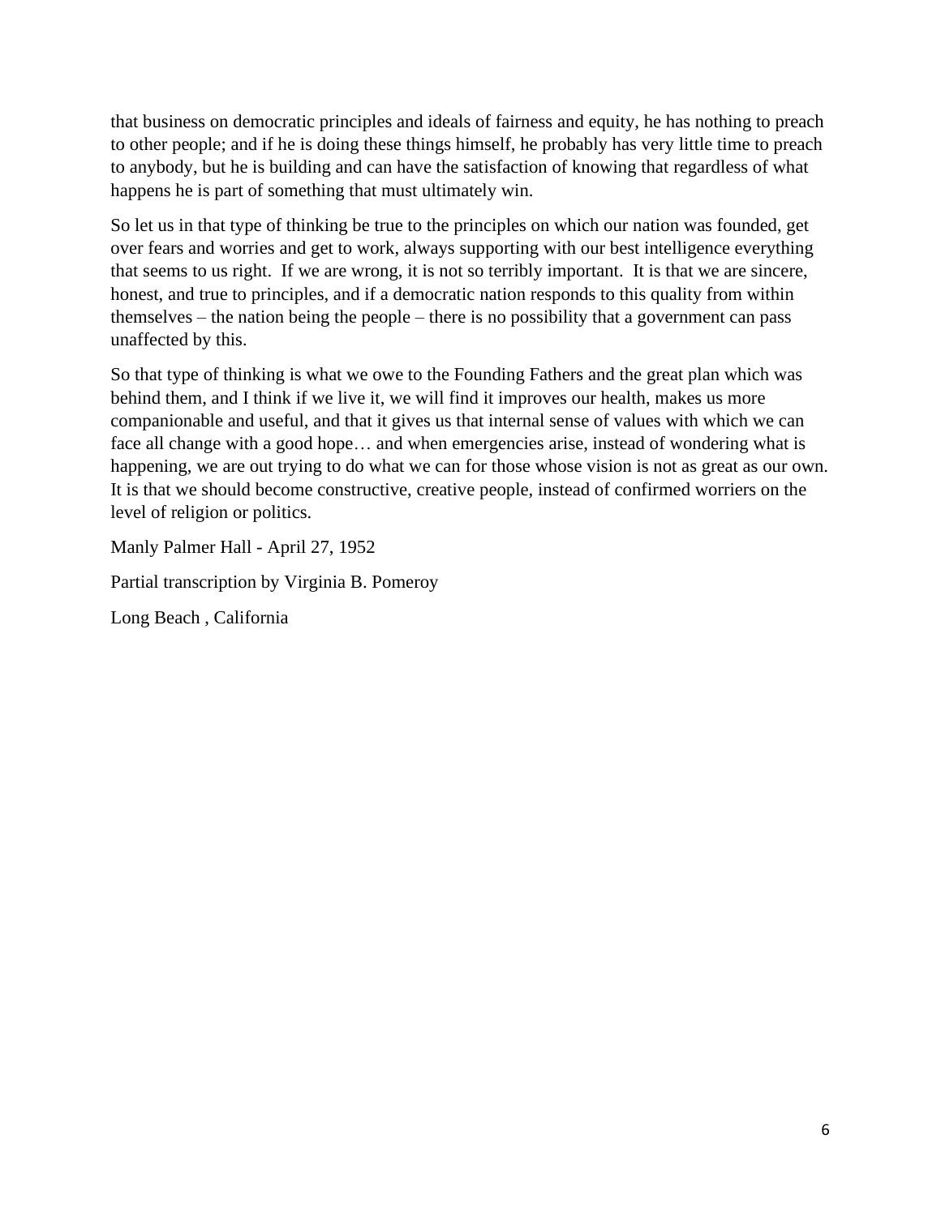that business on democratic principles and ideals of fairness and equity, he has nothing to preach to other people; and if he is doing these things himself, he probably has very little time to preach to anybody, but he is building and can have the satisfaction of knowing that regardless of what happens he is part of something that must ultimately win.

So let us in that type of thinking be true to the principles on which our nation was founded, get over fears and worries and get to work, always supporting with our best intelligence everything that seems to us right.  If we are wrong, it is not so terribly important.  It is that we are sincere, honest, and true to principles, and if a democratic nation responds to this quality from within themselves – the nation being the people – there is no possibility that a government can pass unaffected by this.

So that type of thinking is what we owe to the Founding Fathers and the great plan which was behind them, and I think if we live it, we will find it improves our health, makes us more companionable and useful, and that it gives us that internal sense of values with which we can face all change with a good hope… and when emergencies arise, instead of wondering what is happening, we are out trying to do what we can for those whose vision is not as great as our own. It is that we should become constructive, creative people, instead of confirmed worriers on the level of religion or politics.

Manly Palmer Hall - April 27, 1952

Partial transcription by Virginia B. Pomeroy

Long Beach , California